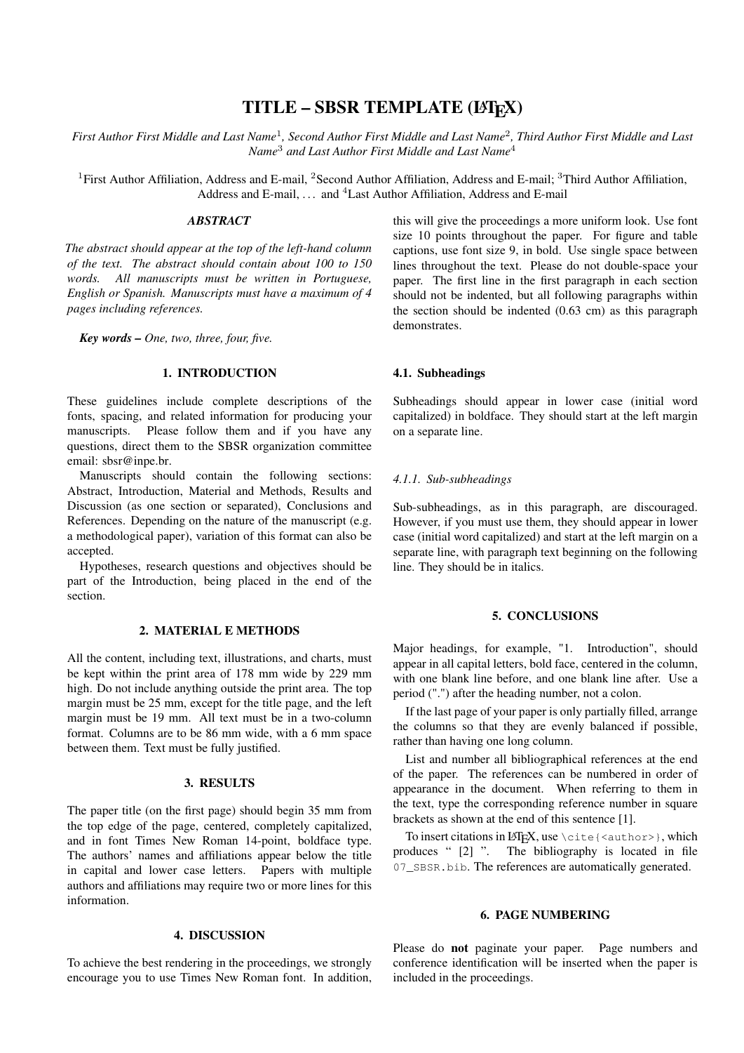# TITLE – SBSR TEMPLATE (LaTeX)

*First Author First Middle and Last Name*[1]*, Second Author First Middle and Last Name*[2]*, Third Author First Middle and Last Name*[3] *and Last Author First Middle and Last Name*[4]

[1]First Author Affiliation, Address and E-mail, [2]Second Author Affiliation, Address and E-mail; [3]Third Author Affiliation, Address and E-mail, ... and [4]Last Author Affiliation, Address and E-mail

***ABSTRACT***

*The abstract should appear at the top of the left-hand column of the text. The abstract should contain about 100 to 150 words. All manuscripts must be written in Portuguese, English or Spanish. Manuscripts must have a maximum of 4 pages including references.*

***Key words –*** *One, two, three, four, five.*

## 1. INTRODUCTION

These guidelines include complete descriptions of the fonts, spacing, and related information for producing your manuscripts. Please follow them and if you have any questions, direct them to the SBSR organization committee email: sbsr@inpe.br.

Manuscripts should contain the following sections: Abstract, Introduction, Material and Methods, Results and Discussion (as one section or separated), Conclusions and References. Depending on the nature of the manuscript (e.g. a methodological paper), variation of this format can also be accepted.

Hypotheses, research questions and objectives should be part of the Introduction, being placed in the end of the section.

## 2. MATERIAL E METHODS

All the content, including text, illustrations, and charts, must be kept within the print area of 178 mm wide by 229 mm high. Do not include anything outside the print area. The top margin must be 25 mm, except for the title page, and the left margin must be 19 mm. All text must be in a two-column format. Columns are to be 86 mm wide, with a 6 mm space between them. Text must be fully justified.

## 3. RESULTS

The paper title (on the first page) should begin 35 mm from the top edge of the page, centered, completely capitalized, and in font Times New Roman 14-point, boldface type. The authors' names and affiliations appear below the title in capital and lower case letters. Papers with multiple authors and affiliations may require two or more lines for this information.

## 4. DISCUSSION

To achieve the best rendering in the proceedings, we strongly encourage you to use Times New Roman font. In addition, this will give the proceedings a more uniform look. Use font size 10 points throughout the paper. For figure and table captions, use font size 9, in bold. Use single space between lines throughout the text. Please do not double-space your paper. The first line in the first paragraph in each section should not be indented, but all following paragraphs within the section should be indented (0.63 cm) as this paragraph demonstrates.

### 4.1. Subheadings

Subheadings should appear in lower case (initial word capitalized) in boldface. They should start at the left margin on a separate line.

#### *4.1.1. Sub-subheadings*

Sub-subheadings, as in this paragraph, are discouraged. However, if you must use them, they should appear in lower case (initial word capitalized) and start at the left margin on a separate line, with paragraph text beginning on the following line. They should be in italics.

## 5. CONCLUSIONS

Major headings, for example, "1. Introduction", should appear in all capital letters, bold face, centered in the column, with one blank line before, and one blank line after. Use a period (".") after the heading number, not a colon.

If the last page of your paper is only partially filled, arrange the columns so that they are evenly balanced if possible, rather than having one long column.

List and number all bibliographical references at the end of the paper. The references can be numbered in order of appearance in the document. When referring to them in the text, type the corresponding reference number in square brackets as shown at the end of this sentence [1].

To insert citations in LaTeX, use `\cite{<author>}`, which produces " [2] ". The bibliography is located in file `07_SBSR.bib`. The references are automatically generated.

## 6. PAGE NUMBERING

Please do **not** paginate your paper. Page numbers and conference identification will be inserted when the paper is included in the proceedings.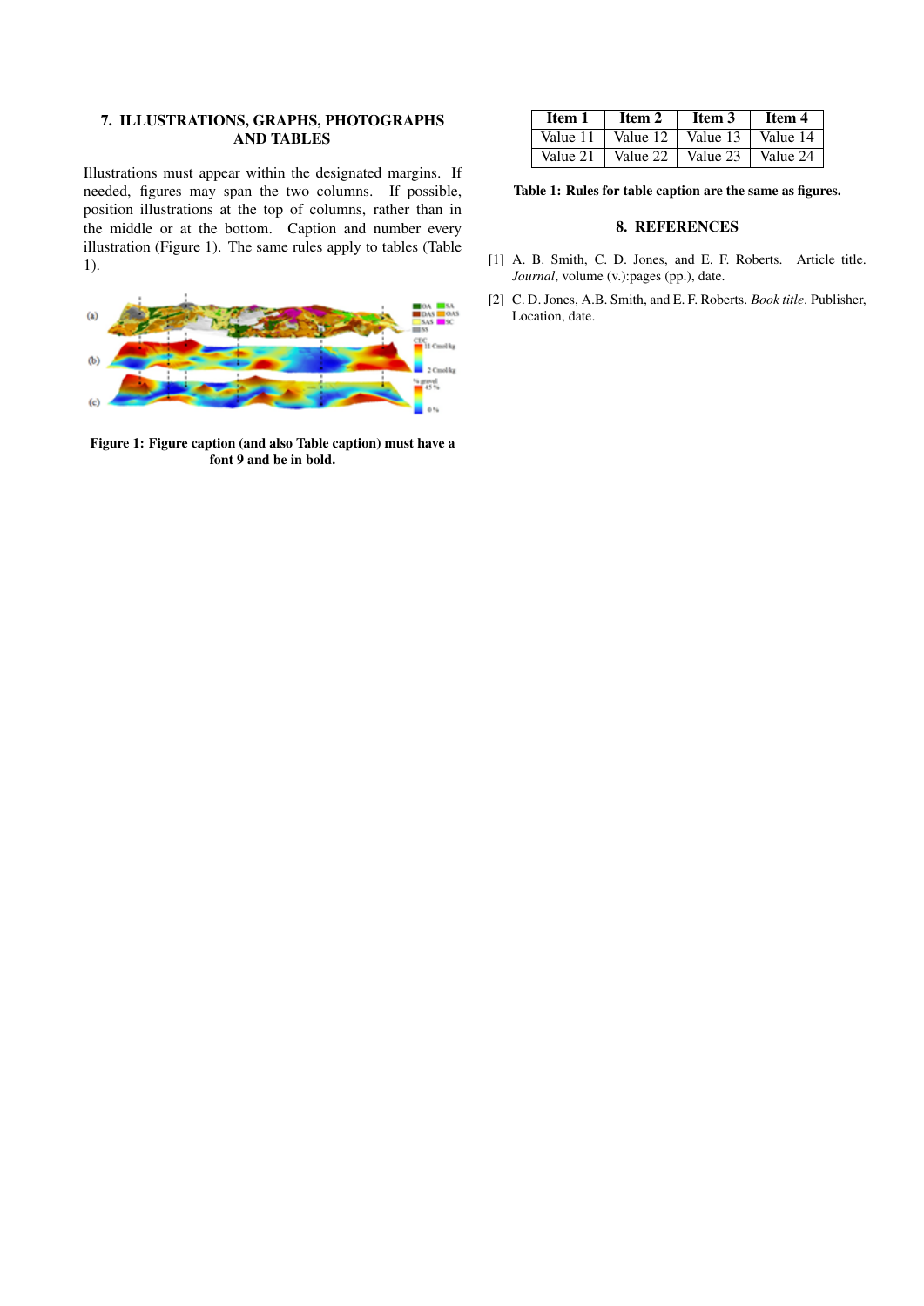## 7. ILLUSTRATIONS, GRAPHS, PHOTOGRAPHS AND TABLES

Illustrations must appear within the designated margins. If needed, figures may span the two columns. If possible, position illustrations at the top of columns, rather than in the middle or at the bottom. Caption and number every illustration (Figure 1). The same rules apply to tables (Table 1).

(a)
OA SA
DAS OAS
SAS SC
SS

(b)
CEC
11 Cmol/kg
2 Cmol/kg

(c)
% gravel
45 %
0 %

**Figure 1: Figure caption (and also Table caption) must have a font 9 and be in bold.**

| Item 1 | Item 2 | Item 3 | Item 4 |
|---|---|---|---|
| Value 11 | Value 12 | Value 13 | Value 14 |
| Value 21 | Value 22 | Value 23 | Value 24 |

**Table 1: Rules for table caption are the same as figures.**

## 8. REFERENCES

[1] A. B. Smith, C. D. Jones, and E. F. Roberts. Article title. *Journal*, volume (v.):pages (pp.), date.

[2] C. D. Jones, A.B. Smith, and E. F. Roberts. *Book title*. Publisher, Location, date.